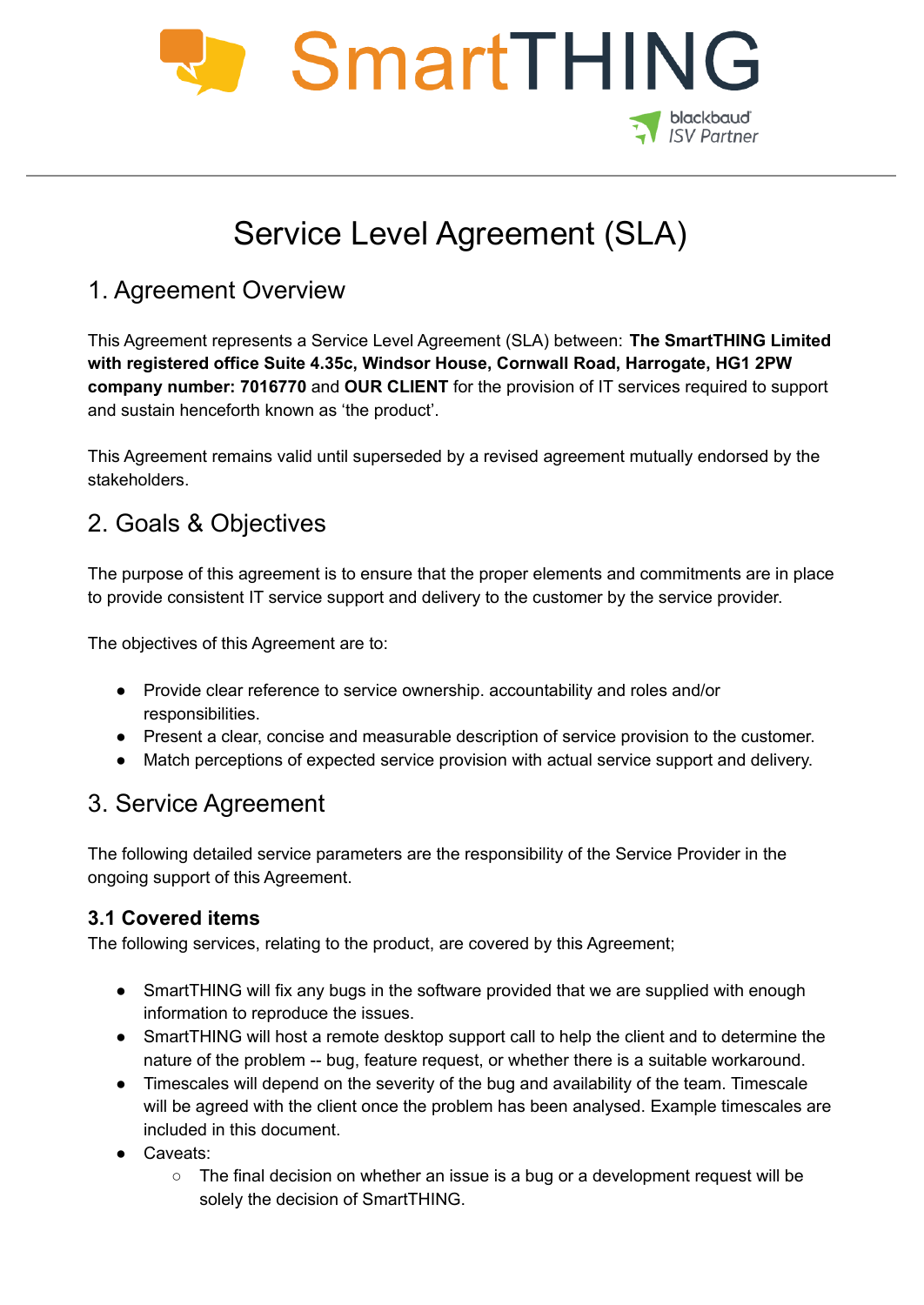# Service Level Agreement (SLA)

## 1. Agreement Overview

This Agreement represents a Service Level Agreement (SLA) between: **The SmartTHING Limited with registered office Suite 4.35c, Windsor House, Cornwall Road, Harrogate, HG1 2PW company number: 7016770** and **OUR CLIENT** for the provision of IT services required to support and sustain henceforth known as 'the product'.

This Agreement remains valid until superseded by a revised agreement mutually endorsed by the stakeholders.

## 2. Goals & Objectives

The purpose of this agreement is to ensure that the proper elements and commitments are in place to provide consistent IT service support and delivery to the customer by the service provider.

The objectives of this Agreement are to:

- Provide clear reference to service ownership. accountability and roles and/or responsibilities.
- Present a clear, concise and measurable description of service provision to the customer.
- Match perceptions of expected service provision with actual service support and delivery.

## 3. Service Agreement

The following detailed service parameters are the responsibility of the Service Provider in the ongoing support of this Agreement.

### 3.1 Covered items

The following services, relating to the product, are covered by this Agreement;

- SmartTHING will fix any bugs in the software provided that we are supplied with enough information to reproduce the issues.
- SmartTHING will host a remote desktop support call to help the client and to determine the nature of the problem -- bug, feature request, or whether there is a suitable workaround.
- Timescales will depend on the severity of the bug and availability of the team. Timescale will be agreed with the client once the problem has been analysed. Example timescales are included in this document.
- Caveats:
  - The final decision on whether an issue is a bug or a development request will be solely the decision of SmartTHING.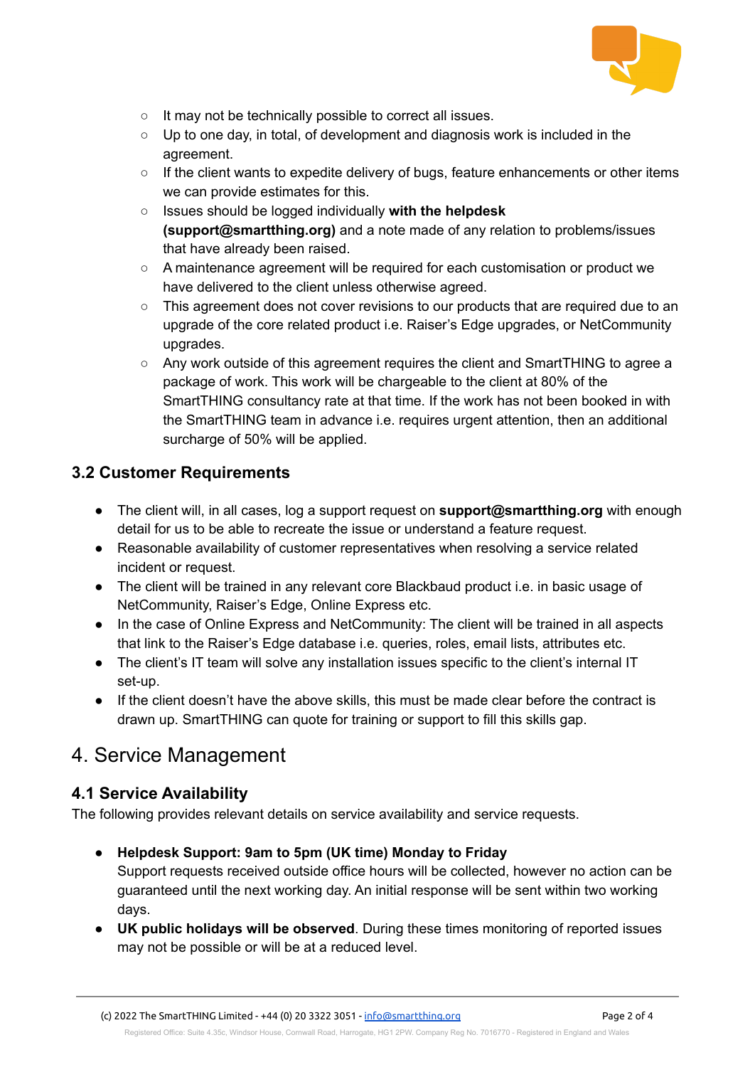- It may not be technically possible to correct all issues.
- Up to one day, in total, of development and diagnosis work is included in the agreement.
- If the client wants to expedite delivery of bugs, feature enhancements or other items we can provide estimates for this.
- Issues should be logged individually **with the helpdesk (support@smartthing.org)** and a note made of any relation to problems/issues that have already been raised.
- A maintenance agreement will be required for each customisation or product we have delivered to the client unless otherwise agreed.
- This agreement does not cover revisions to our products that are required due to an upgrade of the core related product i.e. Raiser's Edge upgrades, or NetCommunity upgrades.
- Any work outside of this agreement requires the client and SmartTHING to agree a package of work. This work will be chargeable to the client at 80% of the SmartTHING consultancy rate at that time. If the work has not been booked in with the SmartTHING team in advance i.e. requires urgent attention, then an additional surcharge of 50% will be applied.

### 3.2 Customer Requirements

- The client will, in all cases, log a support request on **support@smartthing.org** with enough detail for us to be able to recreate the issue or understand a feature request.
- Reasonable availability of customer representatives when resolving a service related incident or request.
- The client will be trained in any relevant core Blackbaud product i.e. in basic usage of NetCommunity, Raiser's Edge, Online Express etc.
- In the case of Online Express and NetCommunity: The client will be trained in all aspects that link to the Raiser's Edge database i.e. queries, roles, email lists, attributes etc.
- The client's IT team will solve any installation issues specific to the client's internal IT set-up.
- If the client doesn't have the above skills, this must be made clear before the contract is drawn up. SmartTHING can quote for training or support to fill this skills gap.

## 4. Service Management

### 4.1 Service Availability

The following provides relevant details on service availability and service requests.

- **Helpdesk Support: 9am to 5pm (UK time) Monday to Friday**
  Support requests received outside office hours will be collected, however no action can be guaranteed until the next working day. An initial response will be sent within two working days.
- **UK public holidays will be observed**. During these times monitoring of reported issues may not be possible or will be at a reduced level.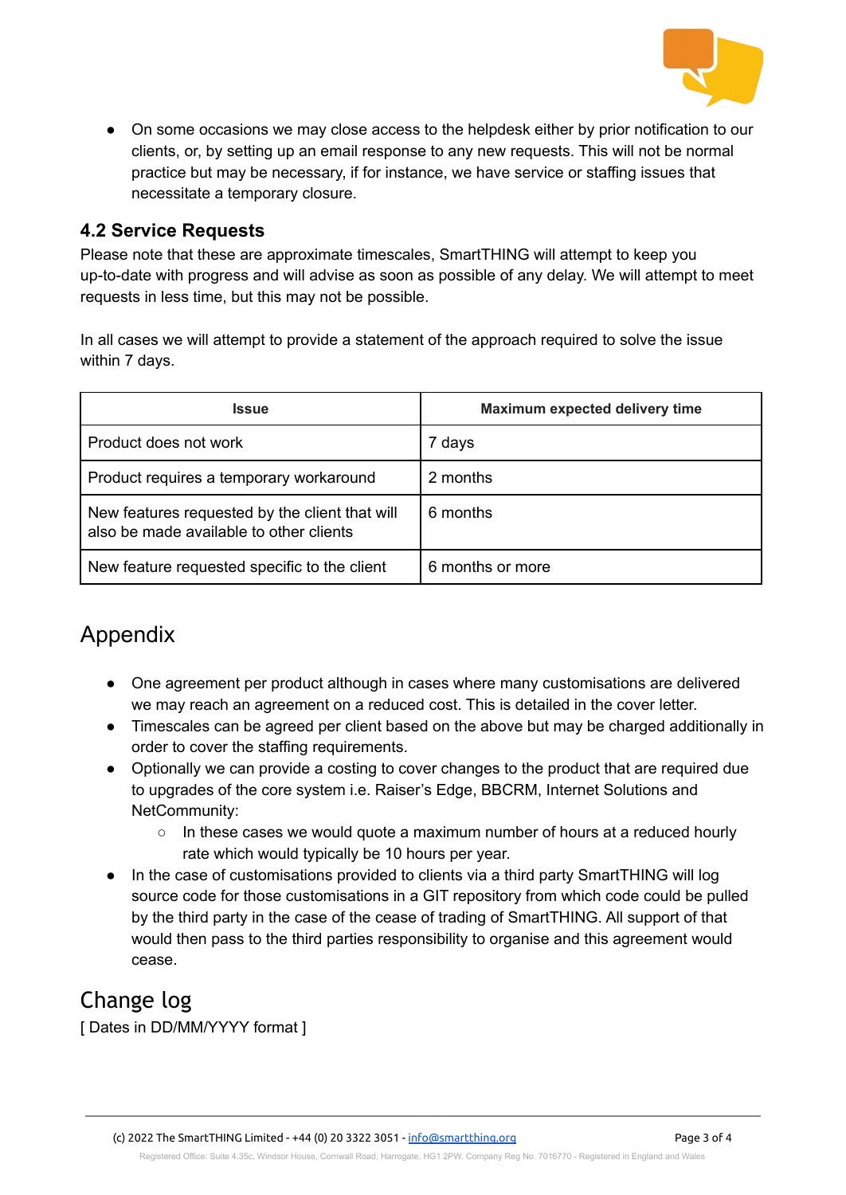- On some occasions we may close access to the helpdesk either by prior notification to our clients, or, by setting up an email response to any new requests. This will not be normal practice but may be necessary, if for instance, we have service or staffing issues that necessitate a temporary closure.

### 4.2 Service Requests

Please note that these are approximate timescales, SmartTHING will attempt to keep you up-to-date with progress and will advise as soon as possible of any delay. We will attempt to meet requests in less time, but this may not be possible.

In all cases we will attempt to provide a statement of the approach required to solve the issue within 7 days.

| Issue | Maximum expected delivery time |
| --- | --- |
| Product does not work | 7 days |
| Product requires a temporary workaround | 2 months |
| New features requested by the client that will also be made available to other clients | 6 months |
| New feature requested specific to the client | 6 months or more |

# Appendix

- One agreement per product although in cases where many customisations are delivered we may reach an agreement on a reduced cost. This is detailed in the cover letter.
- Timescales can be agreed per client based on the above but may be charged additionally in order to cover the staffing requirements.
- Optionally we can provide a costing to cover changes to the product that are required due to upgrades of the core system i.e. Raiser's Edge, BBCRM, Internet Solutions and NetCommunity:
  - In these cases we would quote a maximum number of hours at a reduced hourly rate which would typically be 10 hours per year.
- In the case of customisations provided to clients via a third party SmartTHING will log source code for those customisations in a GIT repository from which code could be pulled by the third party in the case of the cease of trading of SmartTHING. All support of that would then pass to the third parties responsibility to organise and this agreement would cease.

# Change log

[ Dates in DD/MM/YYYY format ]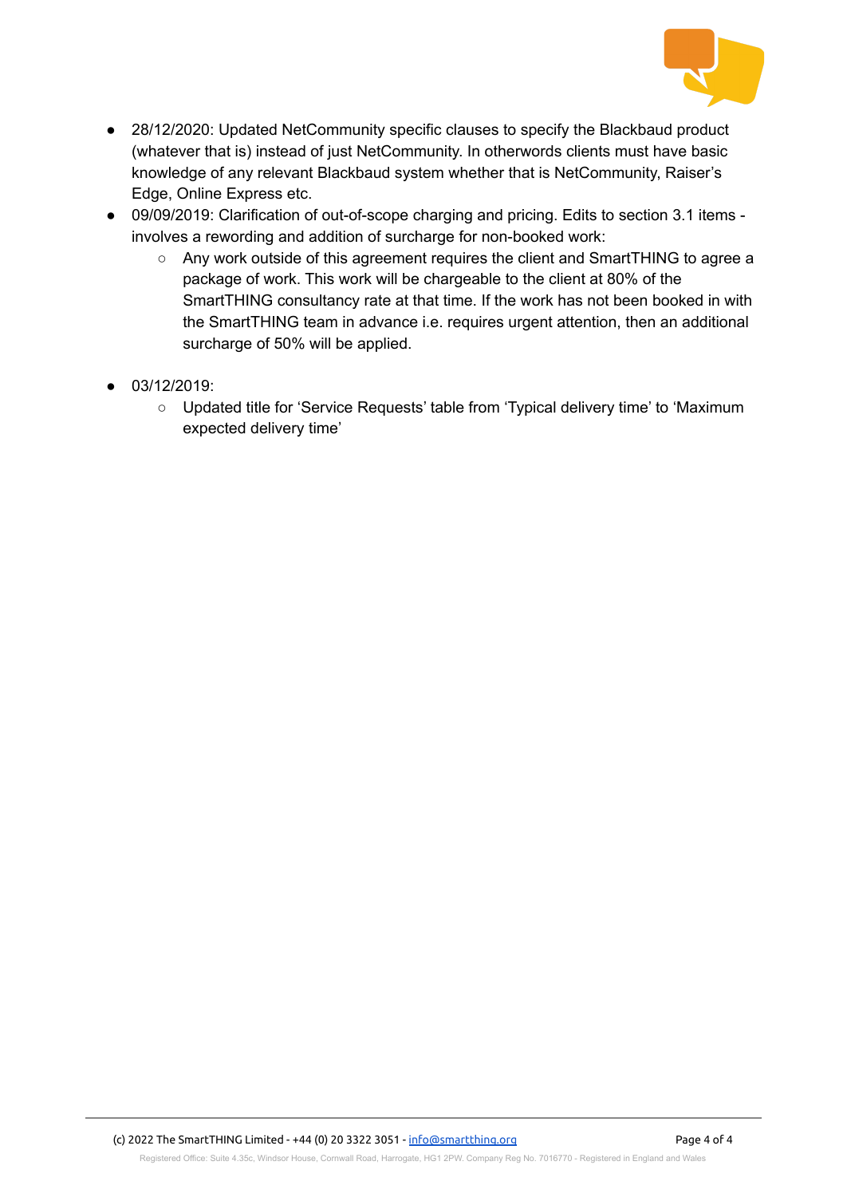- 28/12/2020: Updated NetCommunity specific clauses to specify the Blackbaud product (whatever that is) instead of just NetCommunity. In otherwords clients must have basic knowledge of any relevant Blackbaud system whether that is NetCommunity, Raiser's Edge, Online Express etc.
- 09/09/2019: Clarification of out-of-scope charging and pricing. Edits to section 3.1 items - involves a rewording and addition of surcharge for non-booked work:
    - Any work outside of this agreement requires the client and SmartTHING to agree a package of work. This work will be chargeable to the client at 80% of the SmartTHING consultancy rate at that time. If the work has not been booked in with the SmartTHING team in advance i.e. requires urgent attention, then an additional surcharge of 50% will be applied.
- 03/12/2019:
    - Updated title for 'Service Requests' table from 'Typical delivery time' to 'Maximum expected delivery time'